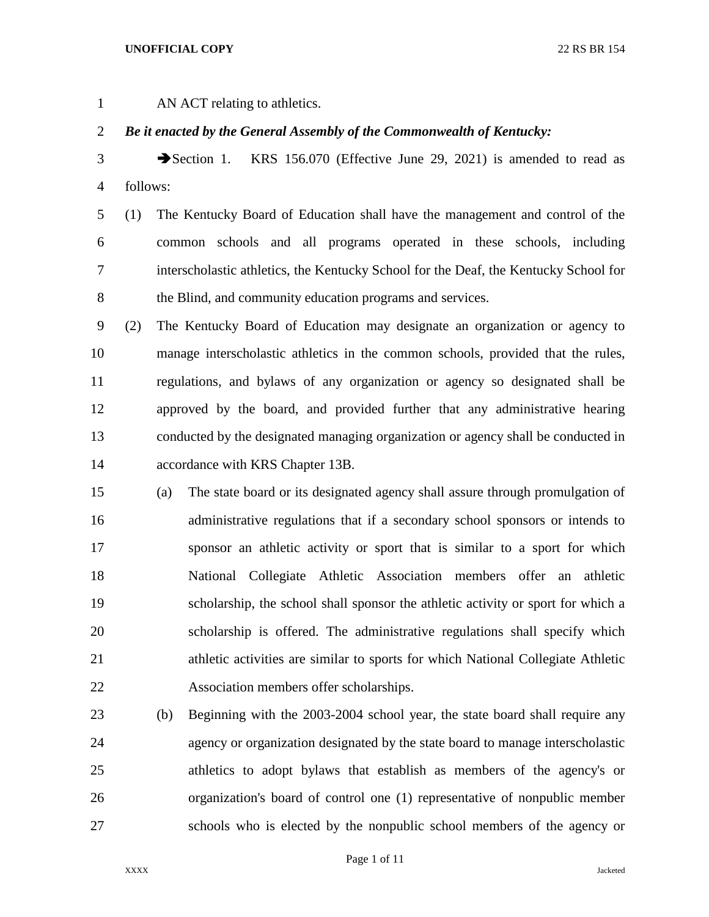AN ACT relating to athletics.

***Be it enacted by the General Assembly of the Commonwealth of Kentucky:***

➔Section 1. KRS 156.070 (Effective June 29, 2021) is amended to read as follows:

(1) The Kentucky Board of Education shall have the management and control of the common schools and all programs operated in these schools, including interscholastic athletics, the Kentucky School for the Deaf, the Kentucky School for the Blind, and community education programs and services.

(2) The Kentucky Board of Education may designate an organization or agency to manage interscholastic athletics in the common schools, provided that the rules, regulations, and bylaws of any organization or agency so designated shall be approved by the board, and provided further that any administrative hearing conducted by the designated managing organization or agency shall be conducted in accordance with KRS Chapter 13B.

(a) The state board or its designated agency shall assure through promulgation of administrative regulations that if a secondary school sponsors or intends to sponsor an athletic activity or sport that is similar to a sport for which National Collegiate Athletic Association members offer an athletic scholarship, the school shall sponsor the athletic activity or sport for which a scholarship is offered. The administrative regulations shall specify which athletic activities are similar to sports for which National Collegiate Athletic Association members offer scholarships.

(b) Beginning with the 2003-2004 school year, the state board shall require any agency or organization designated by the state board to manage interscholastic athletics to adopt bylaws that establish as members of the agency's or organization's board of control one (1) representative of nonpublic member schools who is elected by the nonpublic school members of the agency or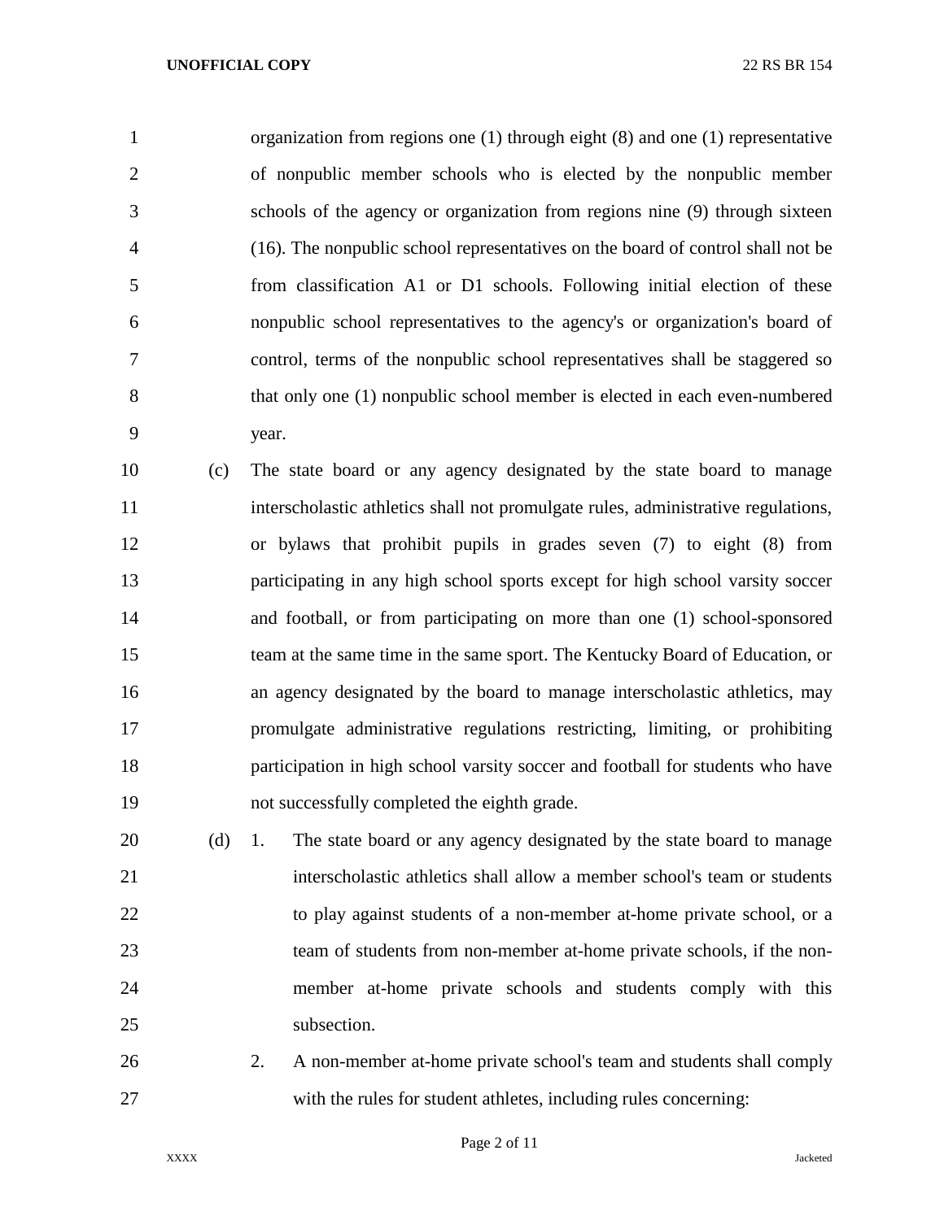organization from regions one (1) through eight (8) and one (1) representative of nonpublic member schools who is elected by the nonpublic member schools of the agency or organization from regions nine (9) through sixteen (16). The nonpublic school representatives on the board of control shall not be from classification A1 or D1 schools. Following initial election of these nonpublic school representatives to the agency's or organization's board of control, terms of the nonpublic school representatives shall be staggered so that only one (1) nonpublic school member is elected in each even-numbered year.

(c) The state board or any agency designated by the state board to manage interscholastic athletics shall not promulgate rules, administrative regulations, or bylaws that prohibit pupils in grades seven (7) to eight (8) from participating in any high school sports except for high school varsity soccer and football, or from participating on more than one (1) school-sponsored team at the same time in the same sport. The Kentucky Board of Education, or an agency designated by the board to manage interscholastic athletics, may promulgate administrative regulations restricting, limiting, or prohibiting participation in high school varsity soccer and football for students who have not successfully completed the eighth grade.

(d) 1. The state board or any agency designated by the state board to manage interscholastic athletics shall allow a member school's team or students to play against students of a non-member at-home private school, or a team of students from non-member at-home private schools, if the non-member at-home private schools and students comply with this subsection.

2. A non-member at-home private school's team and students shall comply with the rules for student athletes, including rules concerning: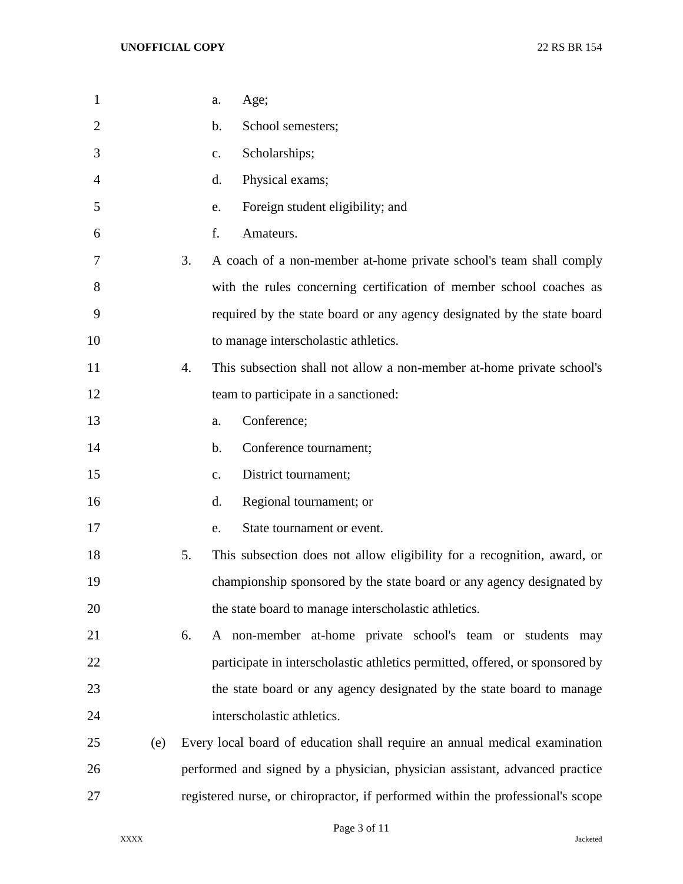a. Age;

b. School semesters;

c. Scholarships;

d. Physical exams;

e. Foreign student eligibility; and

f. Amateurs.

3. A coach of a non-member at-home private school's team shall comply with the rules concerning certification of member school coaches as required by the state board or any agency designated by the state board to manage interscholastic athletics.

4. This subsection shall not allow a non-member at-home private school's team to participate in a sanctioned:

a. Conference;

b. Conference tournament;

c. District tournament;

d. Regional tournament; or

e. State tournament or event.

5. This subsection does not allow eligibility for a recognition, award, or championship sponsored by the state board or any agency designated by the state board to manage interscholastic athletics.

6. A non-member at-home private school's team or students may participate in interscholastic athletics permitted, offered, or sponsored by the state board or any agency designated by the state board to manage interscholastic athletics.

(e) Every local board of education shall require an annual medical examination performed and signed by a physician, physician assistant, advanced practice registered nurse, or chiropractor, if performed within the professional's scope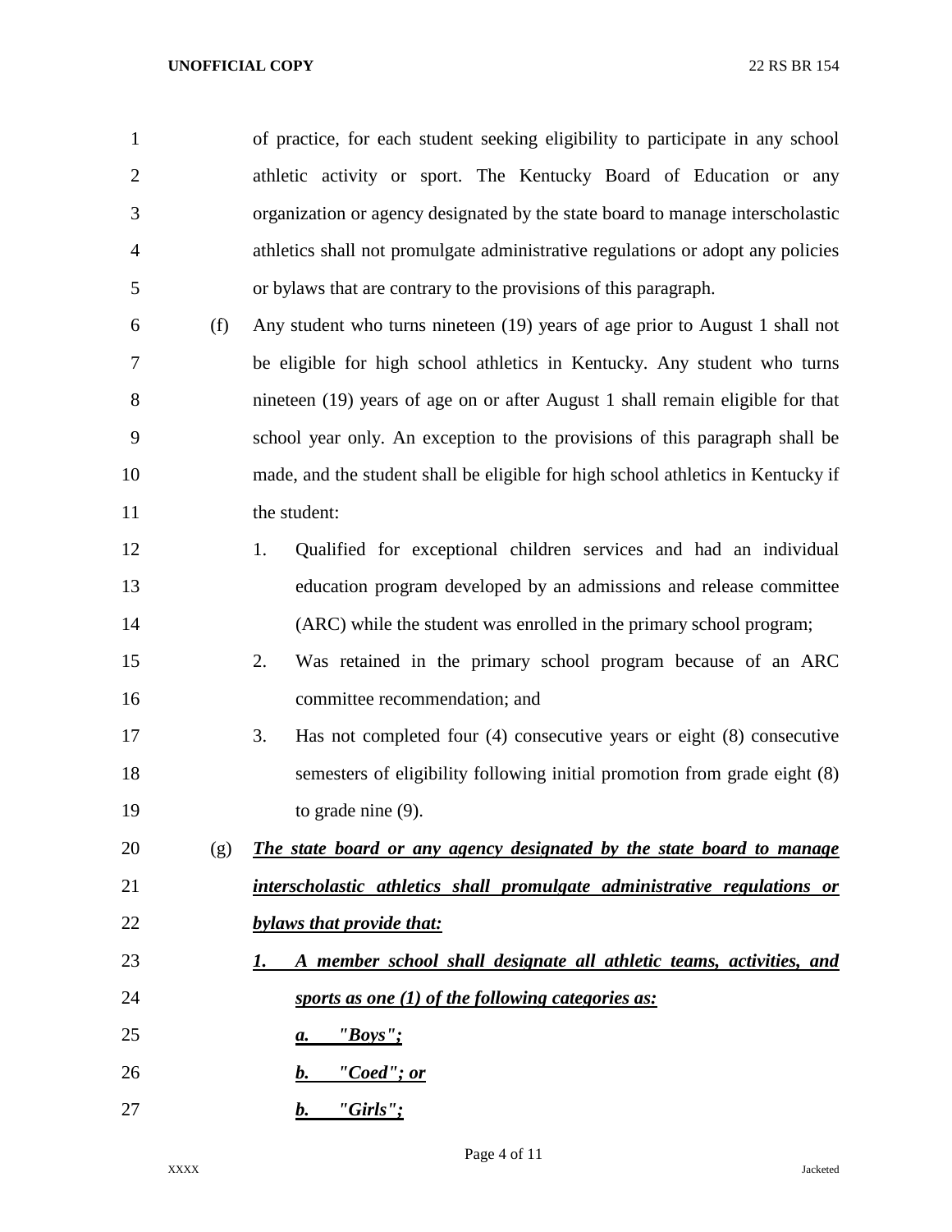of practice, for each student seeking eligibility to participate in any school athletic activity or sport. The Kentucky Board of Education or any organization or agency designated by the state board to manage interscholastic athletics shall not promulgate administrative regulations or adopt any policies or bylaws that are contrary to the provisions of this paragraph.

(f) Any student who turns nineteen (19) years of age prior to August 1 shall not be eligible for high school athletics in Kentucky. Any student who turns nineteen (19) years of age on or after August 1 shall remain eligible for that school year only. An exception to the provisions of this paragraph shall be made, and the student shall be eligible for high school athletics in Kentucky if the student:

1. Qualified for exceptional children services and had an individual education program developed by an admissions and release committee (ARC) while the student was enrolled in the primary school program;
2. Was retained in the primary school program because of an ARC committee recommendation; and
3. Has not completed four (4) consecutive years or eight (8) consecutive semesters of eligibility following initial promotion from grade eight (8) to grade nine (9).

(g) ***The state board or any agency designated by the state board to manage interscholastic athletics shall promulgate administrative regulations or bylaws that provide that:***

***1. A member school shall designate all athletic teams, activities, and sports as one (1) of the following categories as:***

***a. "Boys";***

***b. "Coed"; or***

***b. "Girls";***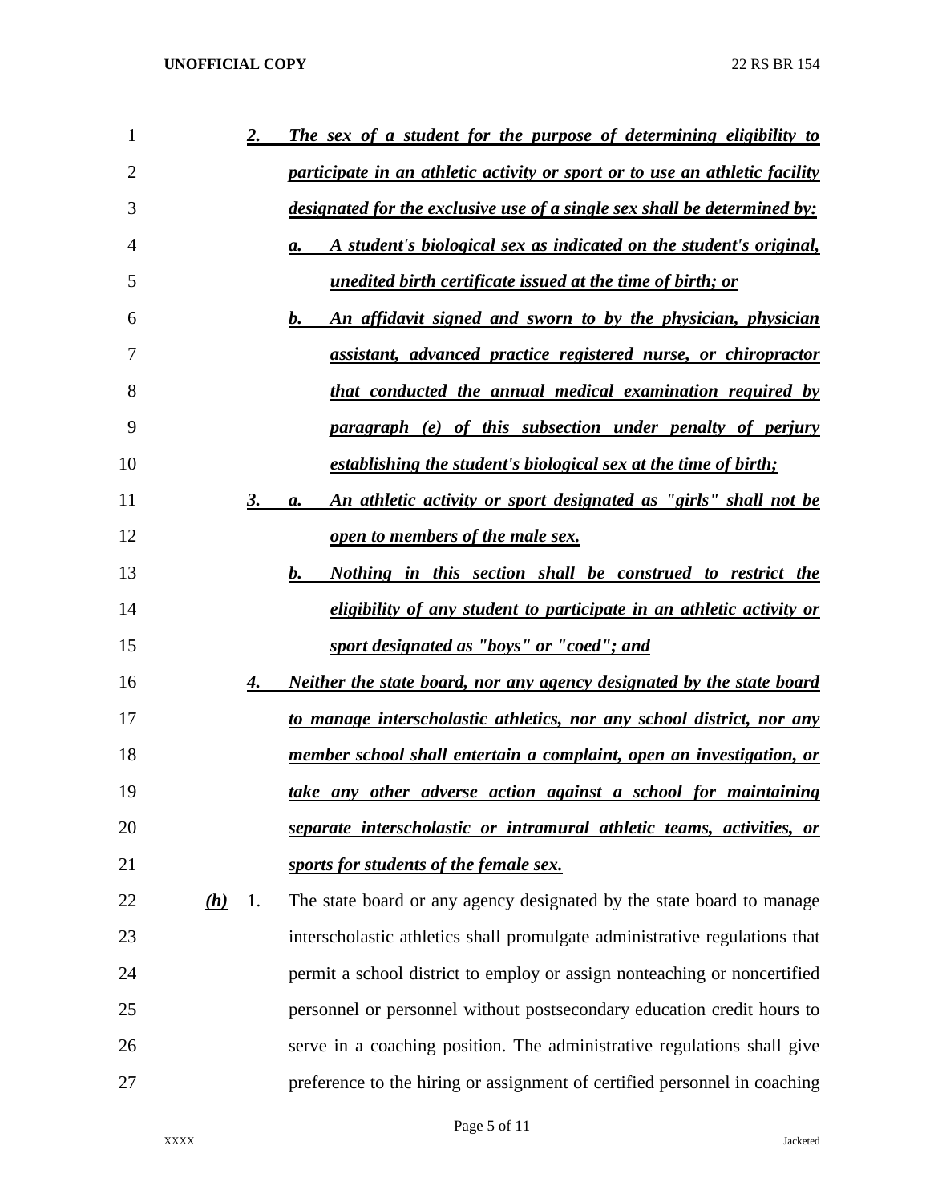***2. The sex of a student for the purpose of determining eligibility to participate in an athletic activity or sport or to use an athletic facility designated for the exclusive use of a single sex shall be determined by:***

***a. A student's biological sex as indicated on the student's original, unedited birth certificate issued at the time of birth; or***

***b. An affidavit signed and sworn to by the physician, physician assistant, advanced practice registered nurse, or chiropractor that conducted the annual medical examination required by paragraph (e) of this subsection under penalty of perjury establishing the student's biological sex at the time of birth;***

***3. a. An athletic activity or sport designated as "girls" shall not be open to members of the male sex.***

***b. Nothing in this section shall be construed to restrict the eligibility of any student to participate in an athletic activity or sport designated as "boys" or "coed"; and***

***4. Neither the state board, nor any agency designated by the state board to manage interscholastic athletics, nor any school district, nor any member school shall entertain a complaint, open an investigation, or take any other adverse action against a school for maintaining separate interscholastic or intramural athletic teams, activities, or sports for students of the female sex.***

***(h)*** 1. The state board or any agency designated by the state board to manage interscholastic athletics shall promulgate administrative regulations that permit a school district to employ or assign nonteaching or noncertified personnel or personnel without postsecondary education credit hours to serve in a coaching position. The administrative regulations shall give preference to the hiring or assignment of certified personnel in coaching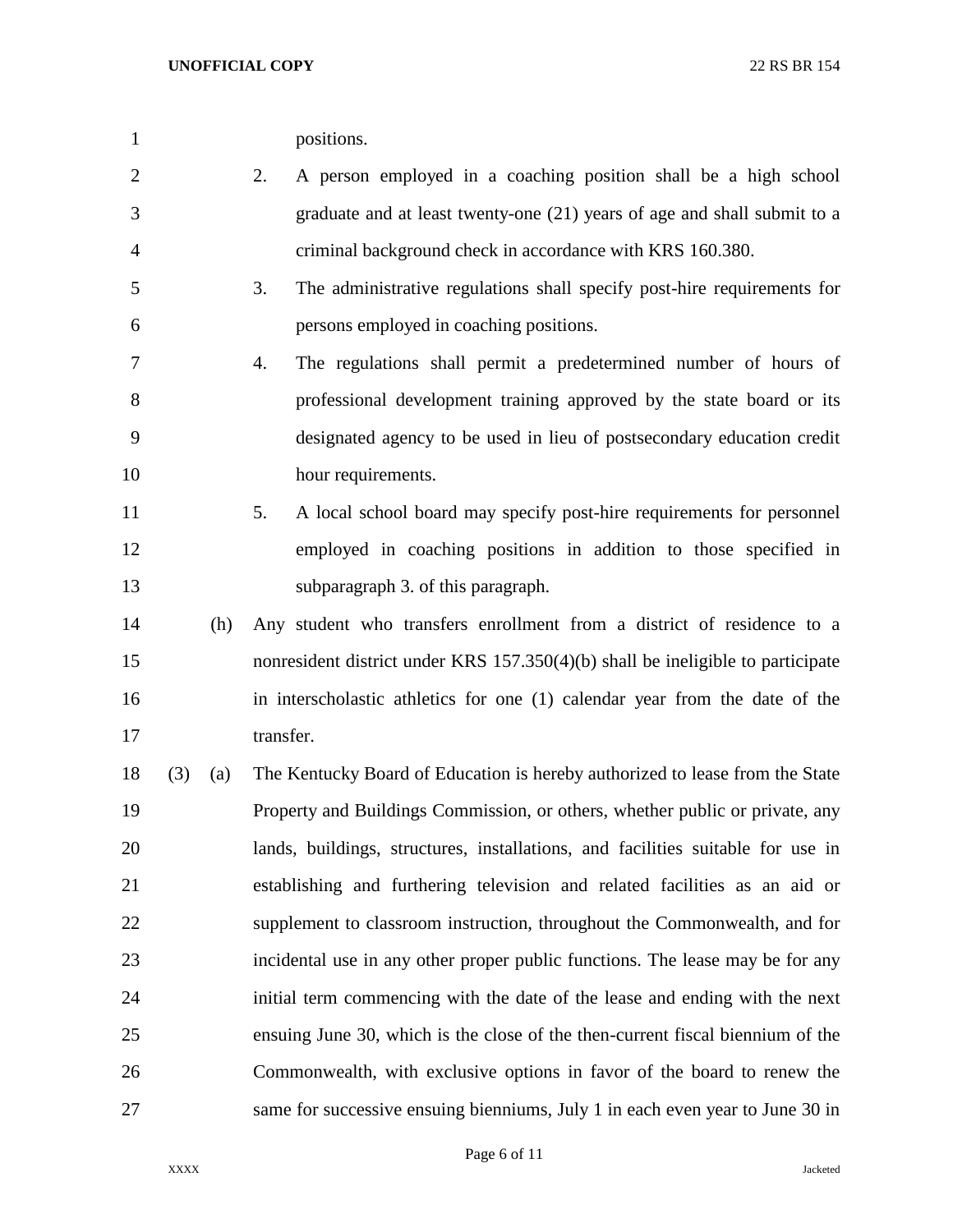positions.

2. A person employed in a coaching position shall be a high school graduate and at least twenty-one (21) years of age and shall submit to a criminal background check in accordance with KRS 160.380.

3. The administrative regulations shall specify post-hire requirements for persons employed in coaching positions.

4. The regulations shall permit a predetermined number of hours of professional development training approved by the state board or its designated agency to be used in lieu of postsecondary education credit hour requirements.

5. A local school board may specify post-hire requirements for personnel employed in coaching positions in addition to those specified in subparagraph 3. of this paragraph.

(h) Any student who transfers enrollment from a district of residence to a nonresident district under KRS 157.350(4)(b) shall be ineligible to participate in interscholastic athletics for one (1) calendar year from the date of the transfer.

(3) (a) The Kentucky Board of Education is hereby authorized to lease from the State Property and Buildings Commission, or others, whether public or private, any lands, buildings, structures, installations, and facilities suitable for use in establishing and furthering television and related facilities as an aid or supplement to classroom instruction, throughout the Commonwealth, and for incidental use in any other proper public functions. The lease may be for any initial term commencing with the date of the lease and ending with the next ensuing June 30, which is the close of the then-current fiscal biennium of the Commonwealth, with exclusive options in favor of the board to renew the same for successive ensuing bienniums, July 1 in each even year to June 30 in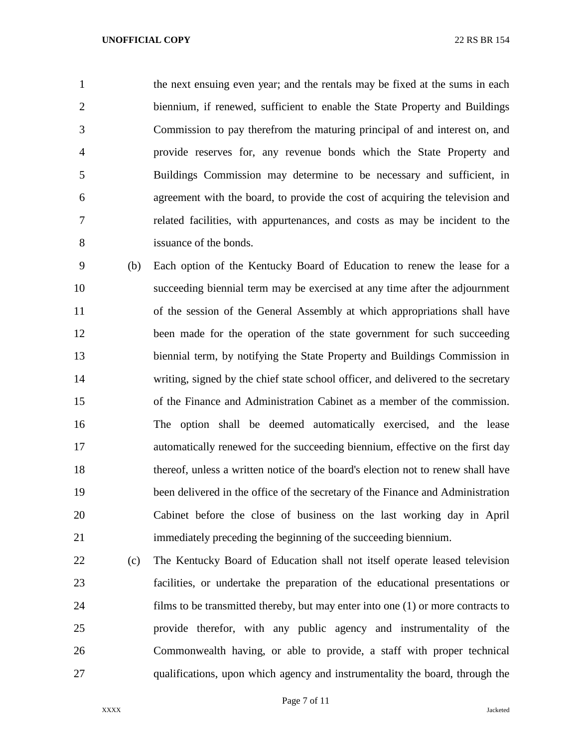the next ensuing even year; and the rentals may be fixed at the sums in each biennium, if renewed, sufficient to enable the State Property and Buildings Commission to pay therefrom the maturing principal of and interest on, and provide reserves for, any revenue bonds which the State Property and Buildings Commission may determine to be necessary and sufficient, in agreement with the board, to provide the cost of acquiring the television and related facilities, with appurtenances, and costs as may be incident to the issuance of the bonds.

(b) Each option of the Kentucky Board of Education to renew the lease for a succeeding biennial term may be exercised at any time after the adjournment of the session of the General Assembly at which appropriations shall have been made for the operation of the state government for such succeeding biennial term, by notifying the State Property and Buildings Commission in writing, signed by the chief state school officer, and delivered to the secretary of the Finance and Administration Cabinet as a member of the commission. The option shall be deemed automatically exercised, and the lease automatically renewed for the succeeding biennium, effective on the first day thereof, unless a written notice of the board's election not to renew shall have been delivered in the office of the secretary of the Finance and Administration Cabinet before the close of business on the last working day in April immediately preceding the beginning of the succeeding biennium.

(c) The Kentucky Board of Education shall not itself operate leased television facilities, or undertake the preparation of the educational presentations or films to be transmitted thereby, but may enter into one (1) or more contracts to provide therefor, with any public agency and instrumentality of the Commonwealth having, or able to provide, a staff with proper technical qualifications, upon which agency and instrumentality the board, through the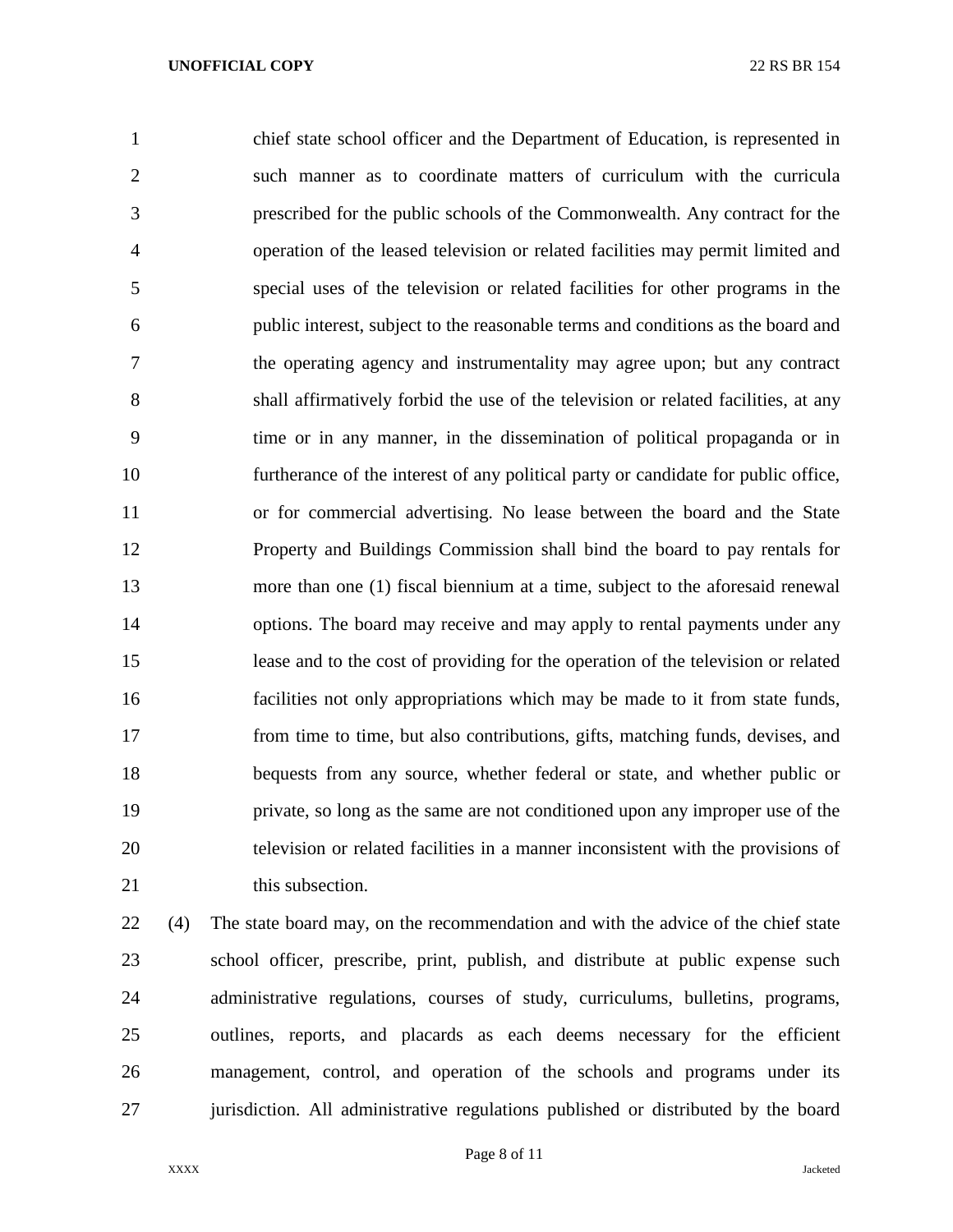chief state school officer and the Department of Education, is represented in such manner as to coordinate matters of curriculum with the curricula prescribed for the public schools of the Commonwealth. Any contract for the operation of the leased television or related facilities may permit limited and special uses of the television or related facilities for other programs in the public interest, subject to the reasonable terms and conditions as the board and the operating agency and instrumentality may agree upon; but any contract shall affirmatively forbid the use of the television or related facilities, at any time or in any manner, in the dissemination of political propaganda or in furtherance of the interest of any political party or candidate for public office, or for commercial advertising. No lease between the board and the State Property and Buildings Commission shall bind the board to pay rentals for more than one (1) fiscal biennium at a time, subject to the aforesaid renewal options. The board may receive and may apply to rental payments under any lease and to the cost of providing for the operation of the television or related facilities not only appropriations which may be made to it from state funds, from time to time, but also contributions, gifts, matching funds, devises, and bequests from any source, whether federal or state, and whether public or private, so long as the same are not conditioned upon any improper use of the television or related facilities in a manner inconsistent with the provisions of this subsection.

(4) The state board may, on the recommendation and with the advice of the chief state school officer, prescribe, print, publish, and distribute at public expense such administrative regulations, courses of study, curriculums, bulletins, programs, outlines, reports, and placards as each deems necessary for the efficient management, control, and operation of the schools and programs under its jurisdiction. All administrative regulations published or distributed by the board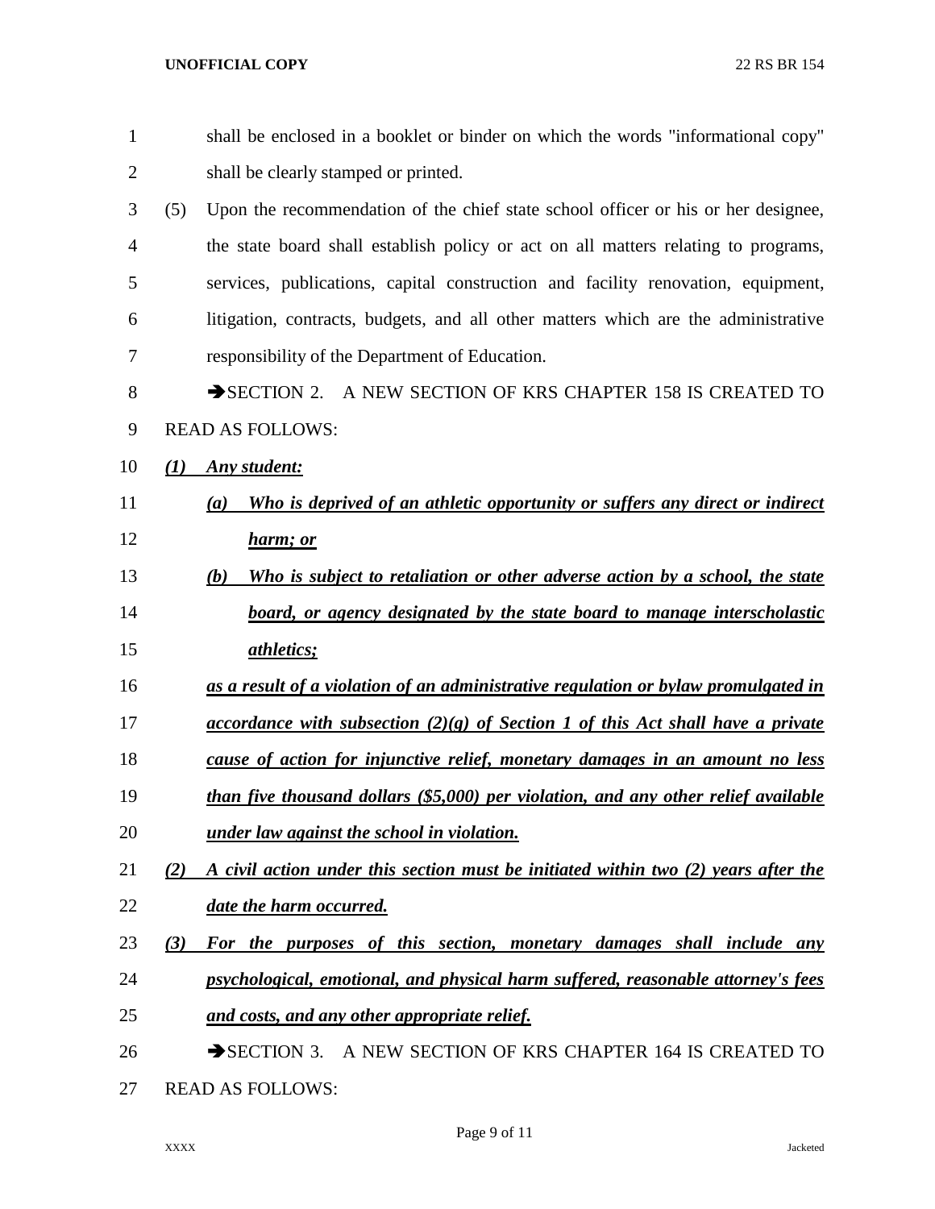shall be enclosed in a booklet or binder on which the words "informational copy" shall be clearly stamped or printed.

(5) Upon the recommendation of the chief state school officer or his or her designee, the state board shall establish policy or act on all matters relating to programs, services, publications, capital construction and facility renovation, equipment, litigation, contracts, budgets, and all other matters which are the administrative responsibility of the Department of Education.

➔SECTION 2. A NEW SECTION OF KRS CHAPTER 158 IS CREATED TO READ AS FOLLOWS:

***(1) Any student:***

***(a) Who is deprived of an athletic opportunity or suffers any direct or indirect harm; or***

***(b) Who is subject to retaliation or other adverse action by a school, the state board, or agency designated by the state board to manage interscholastic athletics;***

***as a result of a violation of an administrative regulation or bylaw promulgated in accordance with subsection (2)(g) of Section 1 of this Act shall have a private cause of action for injunctive relief, monetary damages in an amount no less than five thousand dollars ($5,000) per violation, and any other relief available under law against the school in violation.***

***(2) A civil action under this section must be initiated within two (2) years after the date the harm occurred.***

***(3) For the purposes of this section, monetary damages shall include any psychological, emotional, and physical harm suffered, reasonable attorney's fees and costs, and any other appropriate relief.***

➔SECTION 3. A NEW SECTION OF KRS CHAPTER 164 IS CREATED TO READ AS FOLLOWS: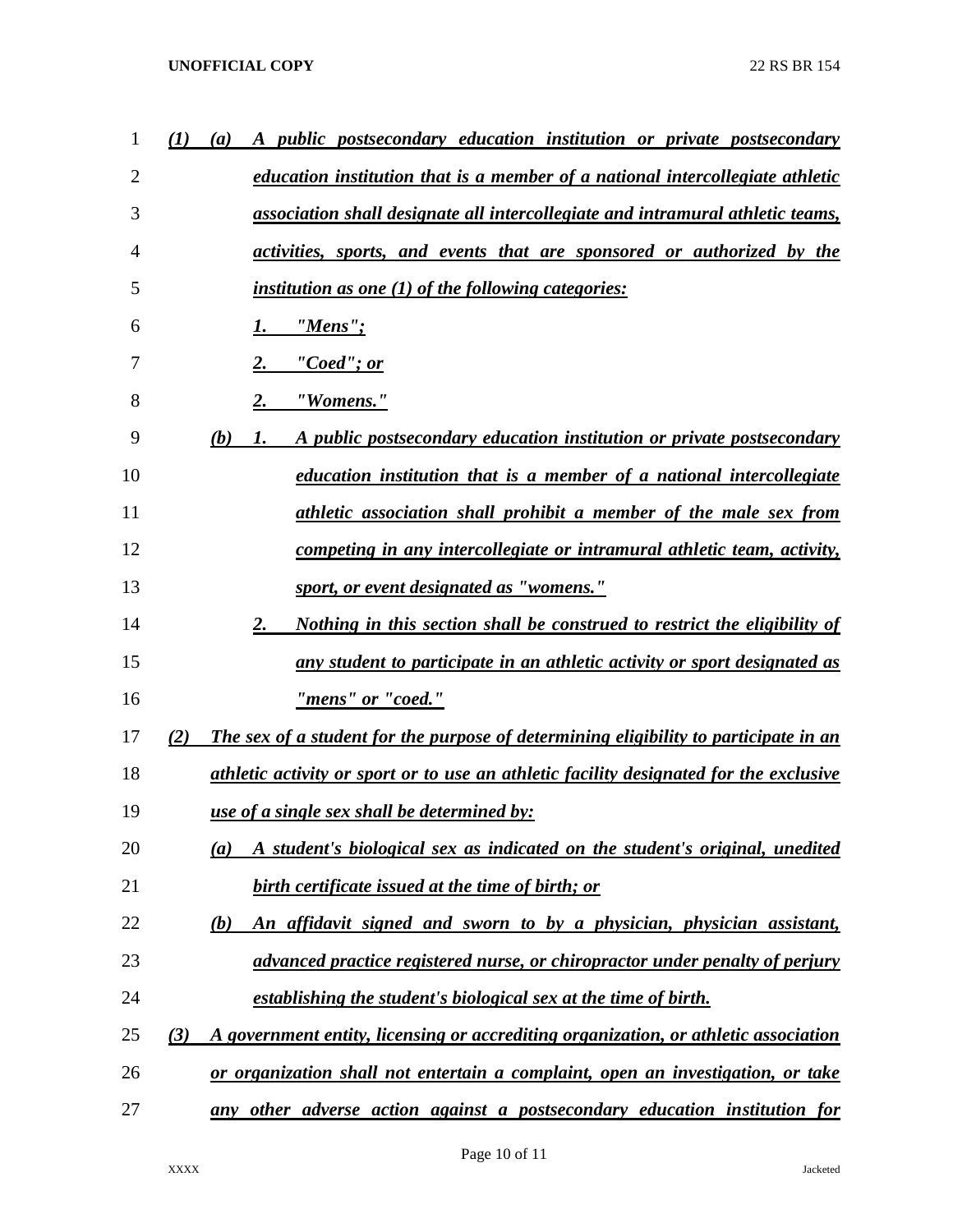*(1)* *(a)* *A public postsecondary education institution or private postsecondary education institution that is a member of a national intercollegiate athletic association shall designate all intercollegiate and intramural athletic teams, activities, sports, and events that are sponsored or authorized by the institution as one (1) of the following categories:*

*1.* *"Mens";*

*2.* *"Coed"; or*

*2.* *"Womens."*

*(b)* *1.* *A public postsecondary education institution or private postsecondary education institution that is a member of a national intercollegiate athletic association shall prohibit a member of the male sex from competing in any intercollegiate or intramural athletic team, activity, sport, or event designated as "womens."*

*2.* *Nothing in this section shall be construed to restrict the eligibility of any student to participate in an athletic activity or sport designated as "mens" or "coed."*

*(2)* *The sex of a student for the purpose of determining eligibility to participate in an athletic activity or sport or to use an athletic facility designated for the exclusive use of a single sex shall be determined by:*

*(a)* *A student's biological sex as indicated on the student's original, unedited birth certificate issued at the time of birth; or*

*(b)* *An affidavit signed and sworn to by a physician, physician assistant, advanced practice registered nurse, or chiropractor under penalty of perjury establishing the student's biological sex at the time of birth.*

*(3)* *A government entity, licensing or accrediting organization, or athletic association or organization shall not entertain a complaint, open an investigation, or take any other adverse action against a postsecondary education institution for*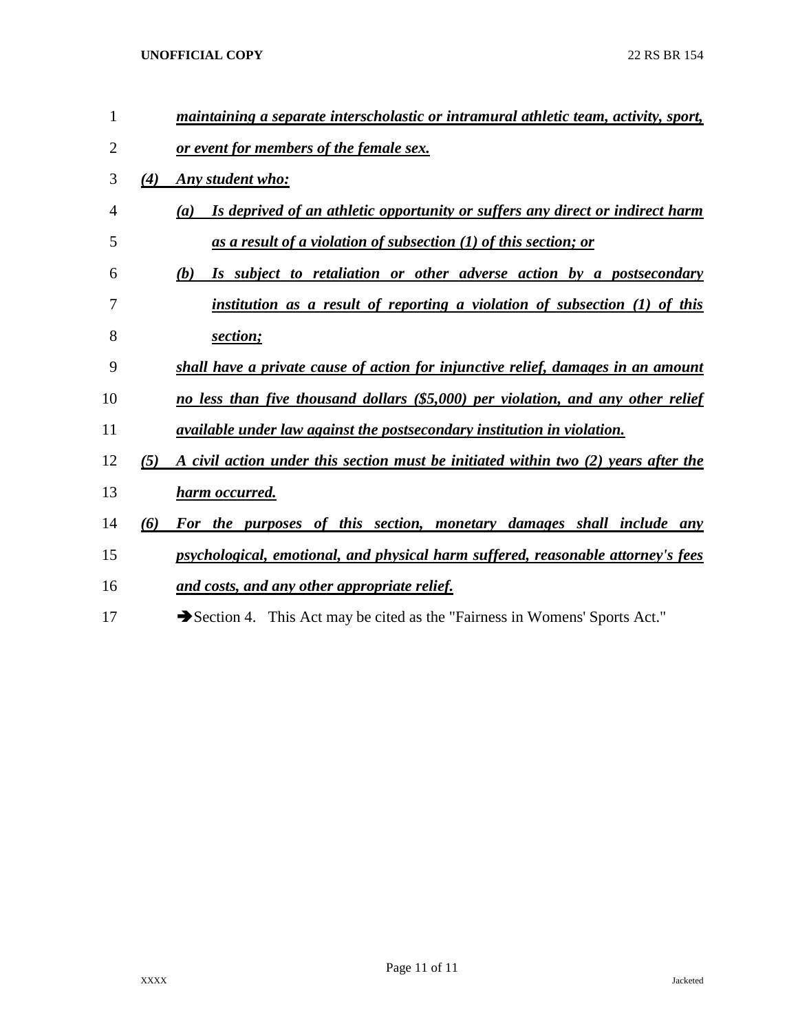***maintaining a separate interscholastic or intramural athletic team, activity, sport, or event for members of the female sex.***

***(4) Any student who:***

***(a) Is deprived of an athletic opportunity or suffers any direct or indirect harm as a result of a violation of subsection (1) of this section; or***

***(b) Is subject to retaliation or other adverse action by a postsecondary institution as a result of reporting a violation of subsection (1) of this section;***

***shall have a private cause of action for injunctive relief, damages in an amount no less than five thousand dollars ($5,000) per violation, and any other relief available under law against the postsecondary institution in violation.***

***(5) A civil action under this section must be initiated within two (2) years after the harm occurred.***

***(6) For the purposes of this section, monetary damages shall include any psychological, emotional, and physical harm suffered, reasonable attorney's fees and costs, and any other appropriate relief.***

➔Section 4. This Act may be cited as the "Fairness in Womens' Sports Act."